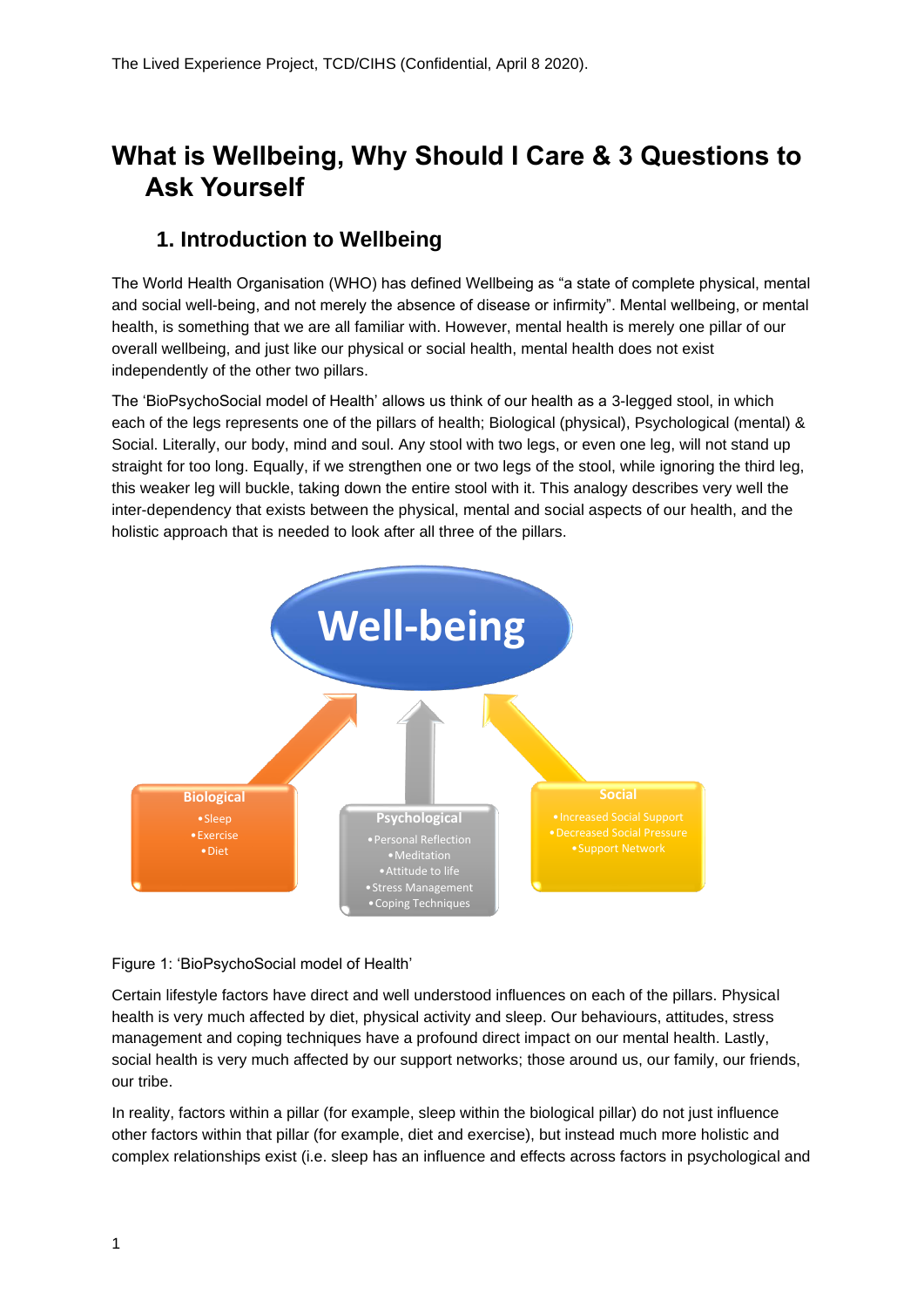# What is Wellbeing, Why Should I Care & 3 Questions to Ask Yourself

## 1. Introduction to Wellbeing

The World Health Organisation (WHO) has defined Wellbeing as "a state of complete physical, mental and social well-being, and not merely the absence of disease or infirmity". Mental wellbeing, or mental health, is something that we are all familiar with. However, mental health is merely one pillar of our overall wellbeing, and just like our physical or social health, mental health does not exist independently of the other two pillars.

The 'BioPsychoSocial model of Health' allows us think of our health as a 3-legged stool, in which each of the legs represents one of the pillars of health; Biological (physical), Psychological (mental) & Social. Literally, our body, mind and soul. Any stool with two legs, or even one leg, will not stand up straight for too long. Equally, if we strengthen one or two legs of the stool, while ignoring the third leg, this weaker leg will buckle, taking down the entire stool with it. This analogy describes very well the inter-dependency that exists between the physical, mental and social aspects of our health, and the holistic approach that is needed to look after all three of the pillars.

**Well-being**

- **Biological**
  - Sleep
  - Exercise
  - Diet
- **Psychological**
  - Personal Reflection
  - Meditation
  - Attitude to life
  - Stress Management
  - Coping Techniques
- **Social**
  - Increased Social Support
  - Decreased Social Pressure
  - Support Network

Figure 1: 'BioPsychoSocial model of Health'

Certain lifestyle factors have direct and well understood influences on each of the pillars. Physical health is very much affected by diet, physical activity and sleep. Our behaviours, attitudes, stress management and coping techniques have a profound direct impact on our mental health. Lastly, social health is very much affected by our support networks; those around us, our family, our friends, our tribe.

In reality, factors within a pillar (for example, sleep within the biological pillar) do not just influence other factors within that pillar (for example, diet and exercise), but instead much more holistic and complex relationships exist (i.e. sleep has an influence and effects across factors in psychological and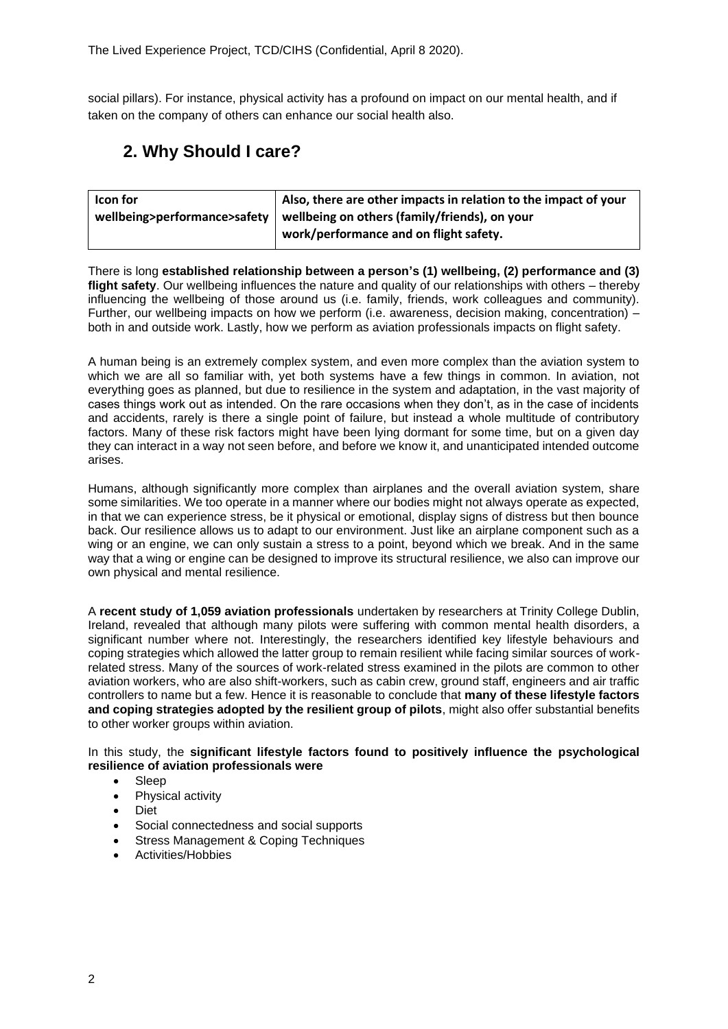social pillars). For instance, physical activity has a profound on impact on our mental health, and if taken on the company of others can enhance our social health also.

## 2. Why Should I care?

| Icon for wellbeing>performance>safety | Also, there are other impacts in relation to the impact of your wellbeing on others (family/friends), on your work/performance and on flight safety. |
|---|---|

There is long **established relationship between a person's (1) wellbeing, (2) performance and (3) flight safety**. Our wellbeing influences the nature and quality of our relationships with others – thereby influencing the wellbeing of those around us (i.e. family, friends, work colleagues and community). Further, our wellbeing impacts on how we perform (i.e. awareness, decision making, concentration) – both in and outside work. Lastly, how we perform as aviation professionals impacts on flight safety.

A human being is an extremely complex system, and even more complex than the aviation system to which we are all so familiar with, yet both systems have a few things in common. In aviation, not everything goes as planned, but due to resilience in the system and adaptation, in the vast majority of cases things work out as intended. On the rare occasions when they don't, as in the case of incidents and accidents, rarely is there a single point of failure, but instead a whole multitude of contributory factors. Many of these risk factors might have been lying dormant for some time, but on a given day they can interact in a way not seen before, and before we know it, and unanticipated intended outcome arises.

Humans, although significantly more complex than airplanes and the overall aviation system, share some similarities. We too operate in a manner where our bodies might not always operate as expected, in that we can experience stress, be it physical or emotional, display signs of distress but then bounce back. Our resilience allows us to adapt to our environment. Just like an airplane component such as a wing or an engine, we can only sustain a stress to a point, beyond which we break. And in the same way that a wing or engine can be designed to improve its structural resilience, we also can improve our own physical and mental resilience.

A **recent study of 1,059 aviation professionals** undertaken by researchers at Trinity College Dublin, Ireland, revealed that although many pilots were suffering with common mental health disorders, a significant number where not. Interestingly, the researchers identified key lifestyle behaviours and coping strategies which allowed the latter group to remain resilient while facing similar sources of work-related stress. Many of the sources of work-related stress examined in the pilots are common to other aviation workers, who are also shift-workers, such as cabin crew, ground staff, engineers and air traffic controllers to name but a few. Hence it is reasonable to conclude that **many of these lifestyle factors and coping strategies adopted by the resilient group of pilots**, might also offer substantial benefits to other worker groups within aviation.

In this study, the **significant lifestyle factors found to positively influence the psychological resilience of aviation professionals were**

- Sleep
- Physical activity
- Diet
- Social connectedness and social supports
- Stress Management & Coping Techniques
- Activities/Hobbies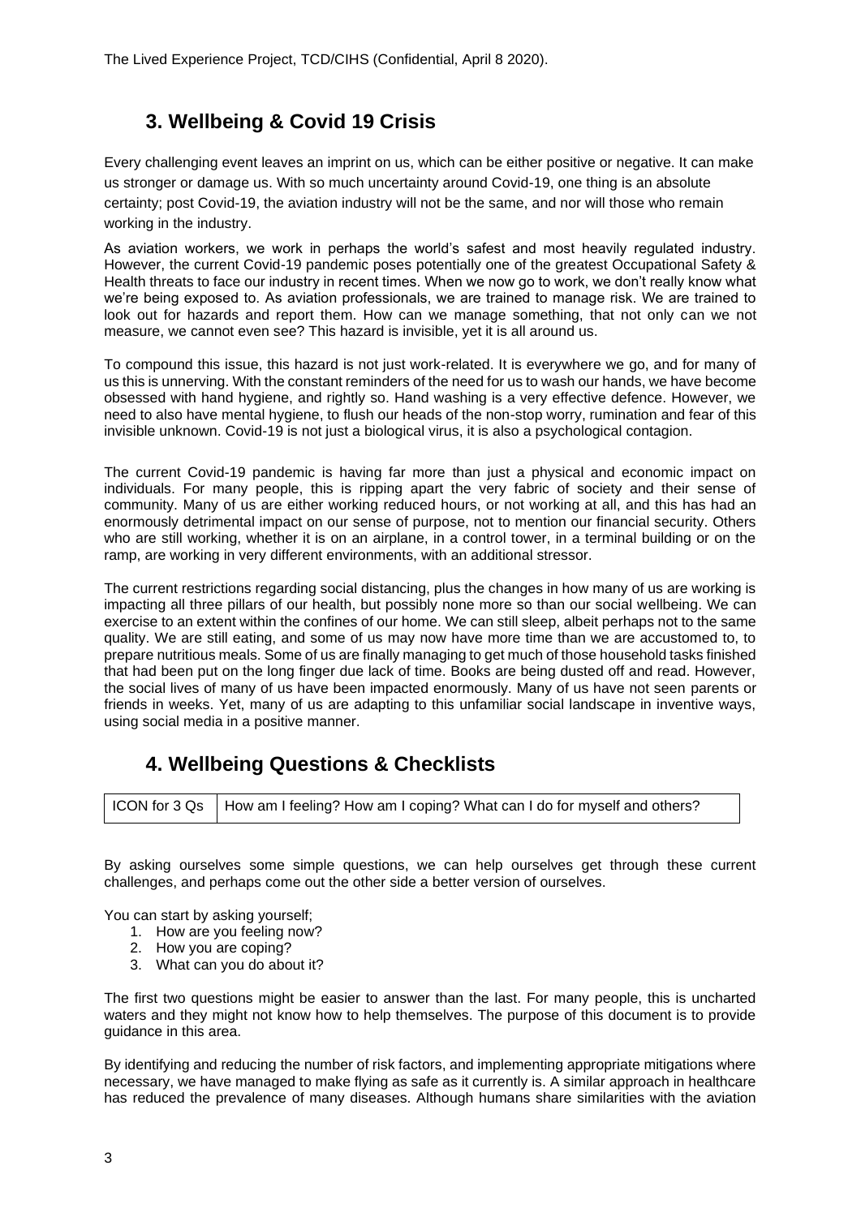## 3. Wellbeing & Covid 19 Crisis

Every challenging event leaves an imprint on us, which can be either positive or negative. It can make us stronger or damage us. With so much uncertainty around Covid-19, one thing is an absolute certainty; post Covid-19, the aviation industry will not be the same, and nor will those who remain working in the industry.

As aviation workers, we work in perhaps the world's safest and most heavily regulated industry. However, the current Covid-19 pandemic poses potentially one of the greatest Occupational Safety & Health threats to face our industry in recent times. When we now go to work, we don't really know what we're being exposed to. As aviation professionals, we are trained to manage risk. We are trained to look out for hazards and report them. How can we manage something, that not only can we not measure, we cannot even see? This hazard is invisible, yet it is all around us.

To compound this issue, this hazard is not just work-related. It is everywhere we go, and for many of us this is unnerving. With the constant reminders of the need for us to wash our hands, we have become obsessed with hand hygiene, and rightly so. Hand washing is a very effective defence. However, we need to also have mental hygiene, to flush our heads of the non-stop worry, rumination and fear of this invisible unknown. Covid-19 is not just a biological virus, it is also a psychological contagion.

The current Covid-19 pandemic is having far more than just a physical and economic impact on individuals. For many people, this is ripping apart the very fabric of society and their sense of community. Many of us are either working reduced hours, or not working at all, and this has had an enormously detrimental impact on our sense of purpose, not to mention our financial security. Others who are still working, whether it is on an airplane, in a control tower, in a terminal building or on the ramp, are working in very different environments, with an additional stressor.

The current restrictions regarding social distancing, plus the changes in how many of us are working is impacting all three pillars of our health, but possibly none more so than our social wellbeing. We can exercise to an extent within the confines of our home. We can still sleep, albeit perhaps not to the same quality. We are still eating, and some of us may now have more time than we are accustomed to, to prepare nutritious meals. Some of us are finally managing to get much of those household tasks finished that had been put on the long finger due lack of time. Books are being dusted off and read. However, the social lives of many of us have been impacted enormously. Many of us have not seen parents or friends in weeks. Yet, many of us are adapting to this unfamiliar social landscape in inventive ways, using social media in a positive manner.

## 4. Wellbeing Questions & Checklists

| ICON for 3 Qs | How am I feeling? How am I coping? What can I do for myself and others? |
|---|---|

By asking ourselves some simple questions, we can help ourselves get through these current challenges, and perhaps come out the other side a better version of ourselves.

You can start by asking yourself;

1. How are you feeling now?
2. How you are coping?
3. What can you do about it?

The first two questions might be easier to answer than the last. For many people, this is uncharted waters and they might not know how to help themselves. The purpose of this document is to provide guidance in this area.

By identifying and reducing the number of risk factors, and implementing appropriate mitigations where necessary, we have managed to make flying as safe as it currently is. A similar approach in healthcare has reduced the prevalence of many diseases. Although humans share similarities with the aviation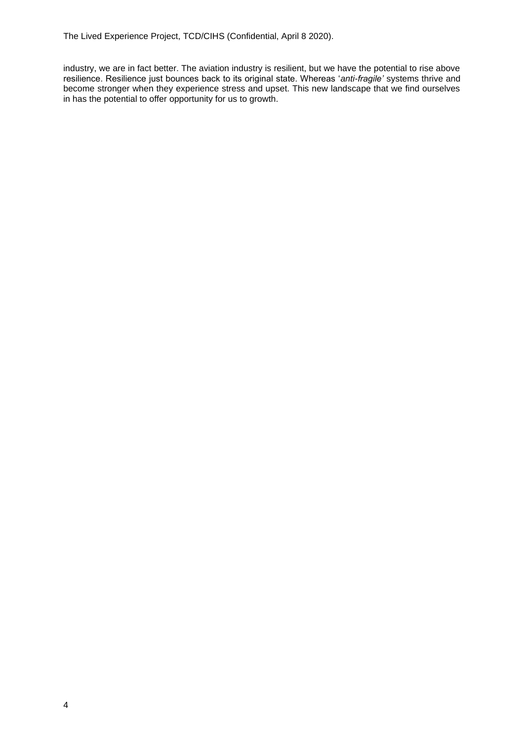industry, we are in fact better. The aviation industry is resilient, but we have the potential to rise above resilience. Resilience just bounces back to its original state. Whereas '*anti-fragile'* systems thrive and become stronger when they experience stress and upset. This new landscape that we find ourselves in has the potential to offer opportunity for us to growth.